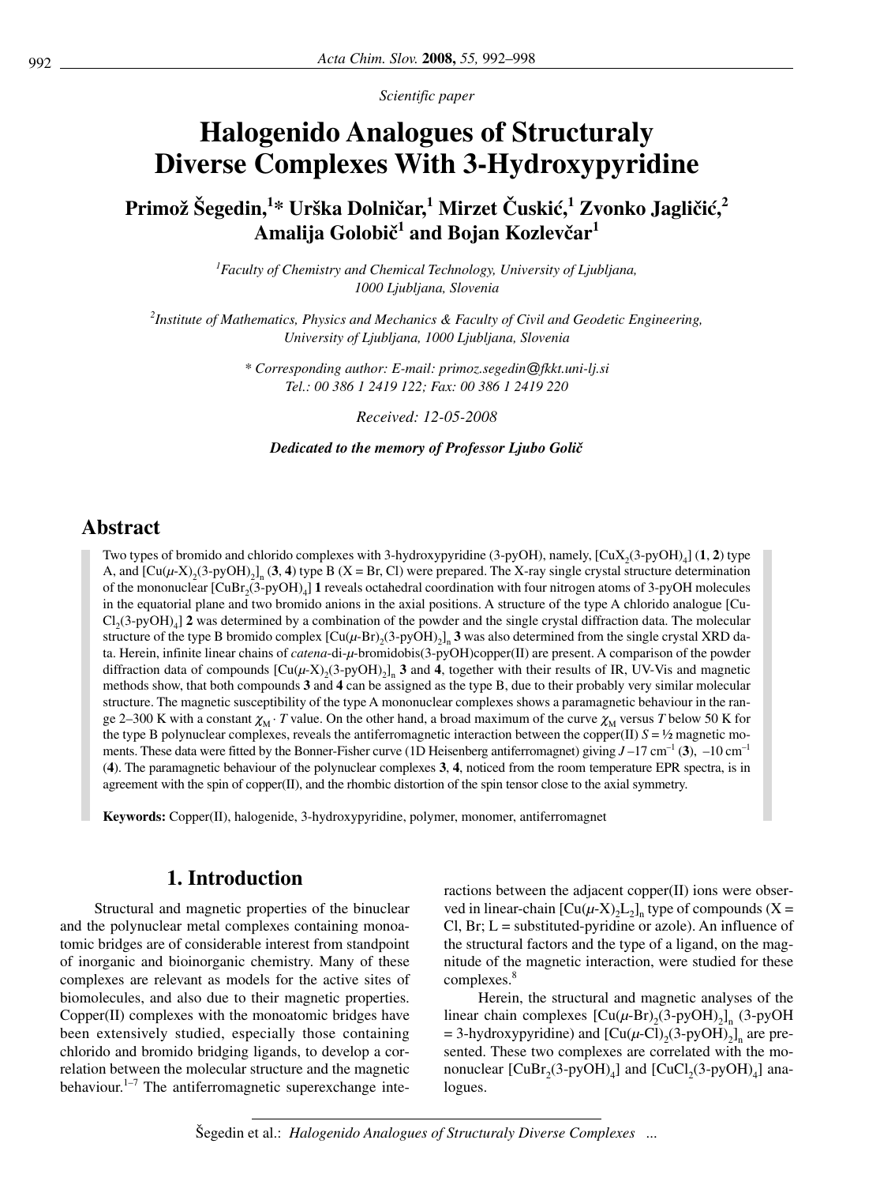*Scientific paper*

# Halogenido Analogues of Structuraly Diverse Complexes With 3-Hydroxypyridine

**Primož Šegedin,[1]* Urška Dolničar,[1] Mirzet Čuskić,[1] Zvonko Jagličić,[2] Amalija Golobič[1] and Bojan Kozlevčar[1]**

[1] *Faculty of Chemistry and Chemical Technology, University of Ljubljana, 1000 Ljubljana, Slovenia*

[2] *Institute of Mathematics, Physics and Mechanics & Faculty of Civil and Geodetic Engineering, University of Ljubljana, 1000 Ljubljana, Slovenia*

* *Corresponding author: E-mail: primoz.segedin@fkkt.uni-lj.si*
*Tel.: 00 386 1 2419 122; Fax: 00 386 1 2419 220*

*Received: 12-05-2008*

***Dedicated to the memory of Professor Ljubo Golič***

## Abstract

Two types of bromido and chlorido complexes with 3-hydroxypyridine (3-pyOH), namely, $[CuX_2(3\text{-pyOH})_4]$ (**1**, **2**) type A, and $[Cu(\mu\text{-}X)_2(3\text{-pyOH})_2]_n$ (**3**, **4**) type B (X = Br, Cl) were prepared. The X-ray single crystal structure determination of the mononuclear $[CuBr_2(3\text{-pyOH})_4]$ **1** reveals octahedral coordination with four nitrogen atoms of 3-pyOH molecules in the equatorial plane and two bromido anions in the axial positions. A structure of the type A chlorido analogue $[CuCl_2(3\text{-pyOH})_4]$ **2** was determined by a combination of the powder and the single crystal diffraction data. The molecular structure of the type B bromido complex $[Cu(\mu\text{-Br})_2(3\text{-pyOH})_2]_n$ **3** was also determined from the single crystal XRD data. Herein, infinite linear chains of *catena*-di-*μ*-bromidobis(3-pyOH)copper(II) are present. A comparison of the powder diffraction data of compounds $[Cu(\mu\text{-}X)_2(3\text{-pyOH})_2]_n$ **3** and **4**, together with their results of IR, UV-Vis and magnetic methods show, that both compounds **3** and **4** can be assigned as the type B, due to their probably very similar molecular structure. The magnetic susceptibility of the type A mononuclear complexes shows a paramagnetic behaviour in the range 2–300 K with a constant $\chi_M \cdot T$ value. On the other hand, a broad maximum of the curve $\chi_M$ versus $T$ below 50 K for the type B polynuclear complexes, reveals the antiferromagnetic interaction between the copper(II) $S = ½$ magnetic moments. These data were fitted by the Bonner-Fisher curve (1D Heisenberg antiferromagnet) giving $J$ –17 cm$^{-1}$ (**3**), –10 cm$^{-1}$ (**4**). The paramagnetic behaviour of the polynuclear complexes **3**, **4**, noticed from the room temperature EPR spectra, is in agreement with the spin of copper(II), and the rhombic distortion of the spin tensor close to the axial symmetry.

**Keywords:** Copper(II), halogenide, 3-hydroxypyridine, polymer, monomer, antiferromagnet

## 1. Introduction

Structural and magnetic properties of the binuclear and the polynuclear metal complexes containing monoatomic bridges are of considerable interest from standpoint of inorganic and bioinorganic chemistry. Many of these complexes are relevant as models for the active sites of biomolecules, and also due to their magnetic properties. Copper(II) complexes with the monoatomic bridges have been extensively studied, especially those containing chlorido and bromido bridging ligands, to develop a correlation between the molecular structure and the magnetic behaviour.[1–7] The antiferromagnetic superexchange interactions between the adjacent copper(II) ions were observed in linear-chain $[Cu(\mu\text{-}X)_2L_2]_n$ type of compounds (X = Cl, Br; L = substituted-pyridine or azole). An influence of the structural factors and the type of a ligand, on the magnitude of the magnetic interaction, were studied for these complexes.[8]

Herein, the structural and magnetic analyses of the linear chain complexes $[Cu(\mu\text{-Br})_2(3\text{-pyOH})_2]_n$ (3-pyOH = 3-hydroxypyridine) and $[Cu(\mu\text{-Cl})_2(3\text{-pyOH})_2]_n$ are presented. These two complexes are correlated with the mononuclear $[CuBr_2(3\text{-pyOH})_4]$ and $[CuCl_2(3\text{-pyOH})_4]$ analogues.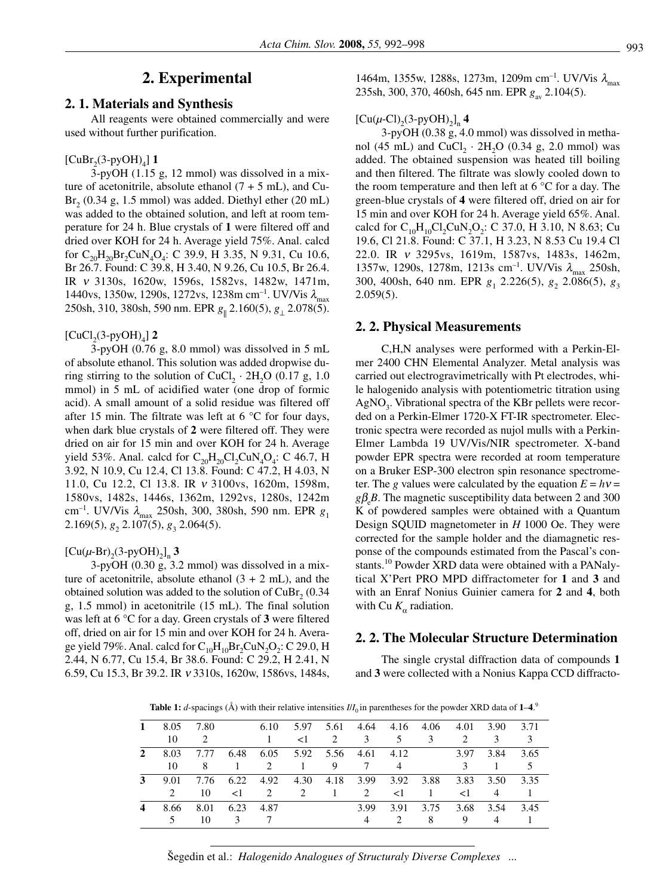## 2. Experimental

### 2. 1. Materials and Synthesis

All reagents were obtained commercially and were used without further purification.

$[CuBr_2(3\text{-pyOH})_4]$ **1**

3-pyOH (1.15 g, 12 mmol) was dissolved in a mixture of acetonitrile, absolute ethanol (7 + 5 mL), and $CuBr_2$ (0.34 g, 1.5 mmol) was added. Diethyl ether (20 mL) was added to the obtained solution, and left at room temperature for 24 h. Blue crystals of **1** were filtered off and dried over KOH for 24 h. Average yield 75%. Anal. calcd for $C_{20}H_{20}Br_2CuN_4O_4$: C 39.9, H 3.35, N 9.31, Cu 10.6, Br 26.7. Found: C 39.8, H 3.40, N 9.26, Cu 10.5, Br 26.4. IR $\nu$ 3130s, 1620w, 1596s, 1582vs, 1482w, 1471m, 1440vs, 1350w, 1290s, 1272vs, 1238m cm$^{-1}$. UV/Vis $\lambda_{max}$ 250sh, 310, 380sh, 590 nm. EPR $g_{\parallel}$ 2.160(5), $g_{\perp}$ 2.078(5).

$[CuCl_2(3\text{-pyOH})_4]$ **2**

3-pyOH (0.76 g, 8.0 mmol) was dissolved in 5 mL of absolute ethanol. This solution was added dropwise during stirring to the solution of $CuCl_2 \cdot 2H_2O$ (0.17 g, 1.0 mmol) in 5 mL of acidified water (one drop of formic acid). A small amount of a solid residue was filtered off after 15 min. The filtrate was left at 6 °C for four days, when dark blue crystals of **2** were filtered off. They were dried on air for 15 min and over KOH for 24 h. Average yield 53%. Anal. calcd for $C_{20}H_{20}Cl_2CuN_4O_4$: C 46.7, H 3.92, N 10.9, Cu 12.4, Cl 13.8. Found: C 47.2, H 4.03, N 11.0, Cu 12.2, Cl 13.8. IR $\nu$ 3100vs, 1620m, 1598m, 1580vs, 1482s, 1446s, 1362m, 1292vs, 1280s, 1242m cm$^{-1}$. UV/Vis $\lambda_{max}$ 250sh, 300, 380sh, 590 nm. EPR $g_1$ 2.169(5), $g_2$ 2.107(5), $g_3$ 2.064(5).

$[Cu(\mu\text{-Br})_2(3\text{-pyOH})_2]_n$ **3**

3-pyOH (0.30 g, 3.2 mmol) was dissolved in a mixture of acetonitrile, absolute ethanol (3 + 2 mL), and the obtained solution was added to the solution of $CuBr_2$ (0.34 g, 1.5 mmol) in acetonitrile (15 mL). The final solution was left at 6 °C for a day. Green crystals of **3** were filtered off, dried on air for 15 min and over KOH for 24 h. Average yield 79%. Anal. calcd for $C_{10}H_{10}Br_2CuN_2O_2$: C 29.0, H 2.44, N 6.77, Cu 15.4, Br 38.6. Found: C 29.2, H 2.41, N 6.59, Cu 15.3, Br 39.2. IR $\nu$ 3310s, 1620w, 1586vs, 1484s, 1464m, 1355w, 1288s, 1273m, 1209m cm$^{-1}$. UV/Vis $\lambda_{max}$ 235sh, 300, 370, 460sh, 645 nm. EPR $g_{av}$ 2.104(5).

$[Cu(\mu\text{-Cl})_2(3\text{-pyOH})_2]_n$ **4**

3-pyOH (0.38 g, 4.0 mmol) was dissolved in methanol (45 mL) and $CuCl_2 \cdot 2H_2O$ (0.34 g, 2.0 mmol) was added. The obtained suspension was heated till boiling and then filtered. The filtrate was slowly cooled down to the room temperature and then left at 6 °C for a day. The green-blue crystals of **4** were filtered off, dried on air for 15 min and over KOH for 24 h. Average yield 65%. Anal. calcd for $C_{10}H_{10}Cl_2CuN_2O_2$: C 37.0, H 3.10, N 8.63; Cu 19.6, Cl 21.8. Found: C 37.1, H 3.23, N 8.53 Cu 19.4 Cl 22.0. IR $\nu$ 3295vs, 1619m, 1587vs, 1483s, 1462m, 1357w, 1290s, 1278m, 1213s cm$^{-1}$. UV/Vis $\lambda_{max}$ 250sh, 300, 400sh, 640 nm. EPR $g_1$ 2.226(5), $g_2$ 2.086(5), $g_3$ 2.059(5).

### 2. 2. Physical Measurements

C,H,N analyses were performed with a Perkin-Elmer 2400 CHN Elemental Analyzer. Metal analysis was carried out electrogravimetrically with Pt electrodes, while halogenido analysis with potentiometric titration using $AgNO_3$. Vibrational spectra of the KBr pellets were recorded on a Perkin-Elmer 1720-X FT-IR spectrometer. Electronic spectra were recorded as nujol mulls with a Perkin-Elmer Lambda 19 UV/Vis/NIR spectrometer. X-band powder EPR spectra were recorded at room temperature on a Bruker ESP-300 electron spin resonance spectrometer. The *g* values were calculated by the equation $E = h\nu = g\beta_e B$. The magnetic susceptibility data between 2 and 300 K of powdered samples were obtained with a Quantum Design SQUID magnetometer in *H* 1000 Oe. They were corrected for the sample holder and the diamagnetic response of the compounds estimated from the Pascal's constants.[10] Powder XRD data were obtained with a PANalytical X'Pert PRO MPD diffractometer for **1** and **3** and with an Enraf Nonius Guinier camera for **2** and **4**, both with Cu $K_\alpha$ radiation.

### 2. 2. The Molecular Structure Determination

The single crystal diffraction data of compounds **1** and **3** were collected with a Nonius Kappa CCD diffracto-

**Table 1:** *d*-spacings (Å) with their relative intensities $I/I_0$ in parentheses for the powder XRD data of **1**–**4**.[9]

| | | | | | | | | | | | | |
|---|---|---|---|---|---|---|---|---|---|---|---|---|
| **1** | 8.05 | 7.80 | | 6.10 | 5.97 | 5.61 | 4.64 | 4.16 | 4.06 | 4.01 | 3.90 | 3.71 |
| | 10 | 2 | | 1 | <1 | 2 | 3 | 5 | 3 | 2 | 3 | 3 |
| **2** | 8.03 | 7.77 | 6.48 | 6.05 | 5.92 | 5.56 | 4.61 | 4.12 | | 3.97 | 3.84 | 3.65 |
| | 10 | 8 | 1 | 2 | 1 | 9 | 7 | 4 | | 3 | 1 | 5 |
| **3** | 9.01 | 7.76 | 6.22 | 4.92 | 4.30 | 4.18 | 3.99 | 3.92 | 3.88 | 3.83 | 3.50 | 3.35 |
| | 2 | 10 | <1 | 2 | 2 | 1 | 2 | <1 | 1 | <1 | 4 | 1 |
| **4** | 8.66 | 8.01 | 6.23 | 4.87 | | | 3.99 | 3.91 | 3.75 | 3.68 | 3.54 | 3.45 |
| | 5 | 10 | 3 | 7 | | | 4 | 2 | 8 | 9 | 4 | 1 |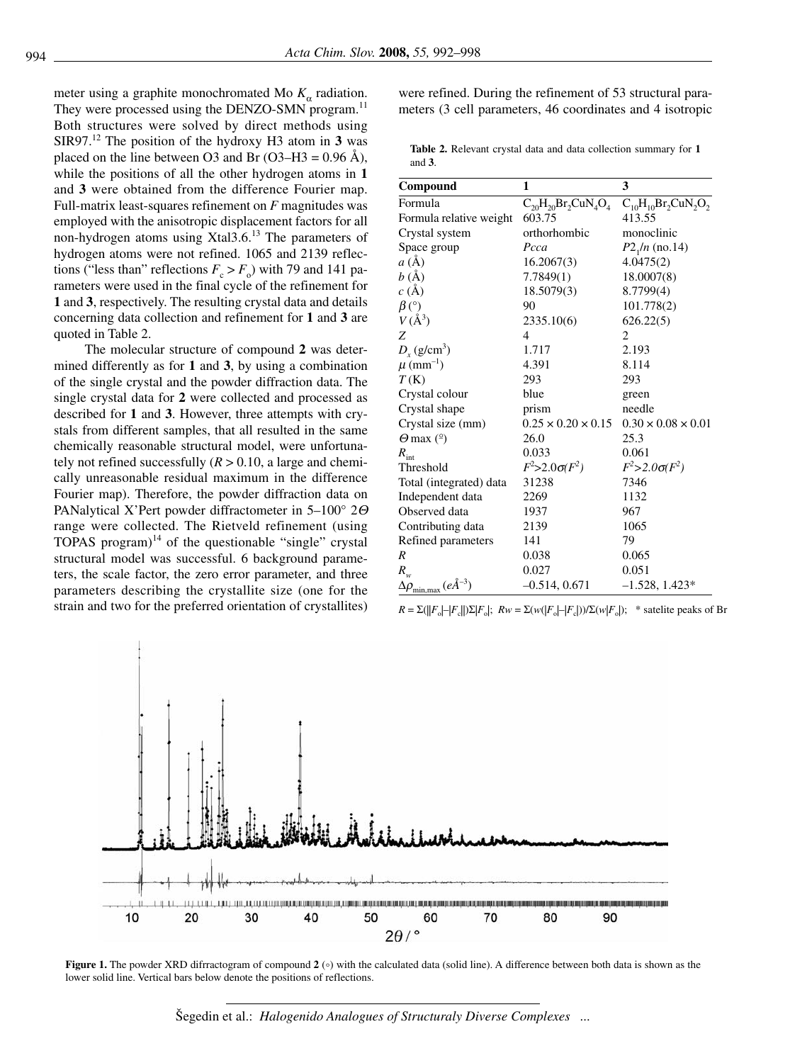meter using a graphite monochromated Mo $K_\alpha$ radiation. They were processed using the DENZO-SMN program.[11] Both structures were solved by direct methods using SIR97.[12] The position of the hydroxy H3 atom in **3** was placed on the line between O3 and Br (O3–H3 = 0.96 Å), while the positions of all the other hydrogen atoms in **1** and **3** were obtained from the difference Fourier map. Full-matrix least-squares refinement on *F* magnitudes was employed with the anisotropic displacement factors for all non-hydrogen atoms using Xtal3.6.[13] The parameters of hydrogen atoms were not refined. 1065 and 2139 reflections ("less than" reflections $F_c > F_o$) with 79 and 141 parameters were used in the final cycle of the refinement for **1** and **3**, respectively. The resulting crystal data and details concerning data collection and refinement for **1** and **3** are quoted in Table 2.

The molecular structure of compound **2** was determined differently as for **1** and **3**, by using a combination of the single crystal and the powder diffraction data. The single crystal data for **2** were collected and processed as described for **1** and **3**. However, three attempts with crystals from different samples, that all resulted in the same chemically reasonable structural model, were unfortunately not refined successfully ($R > 0.10$, a large and chemically unreasonable residual maximum in the difference Fourier map). Therefore, the powder diffraction data on PANalytical X'Pert powder diffractometer in 5–100° $2\Theta$ range were collected. The Rietveld refinement (using TOPAS program)[14] of the questionable "single" crystal structural model was successful. 6 background parameters, the scale factor, the zero error parameter, and three parameters describing the crystallite size (one for the strain and two for the preferred orientation of crystallites) were refined. During the refinement of 53 structural parameters (3 cell parameters, 46 coordinates and 4 isotropic

**Table 2.** Relevant crystal data and data collection summary for **1** and **3**.

| Compound | 1 | 3 |
|---|---|---|
| Formula | $C_{20}H_{20}Br_2CuN_4O_4$ | $C_{10}H_{10}Br_2CuN_2O_2$ |
| Formula relative weight | 603.75 | 413.55 |
| Crystal system | orthorhombic | monoclinic |
| Space group | *Pcca* | $P2_1/n$ (no.14) |
| *a* (Å) | 16.2067(3) | 4.0475(2) |
| *b* (Å) | 7.7849(1) | 18.0007(8) |
| *c* (Å) | 18.5079(3) | 8.7799(4) |
| $\beta$ (°) | 90 | 101.778(2) |
| $V$ (Å$^3$) | 2335.10(6) | 626.22(5) |
| *Z* | 4 | 2 |
| $D_x$ (g/cm$^3$) | 1.717 | 2.193 |
| $\mu$ (mm$^{-1}$) | 4.391 | 8.114 |
| *T* (K) | 293 | 293 |
| Crystal colour | blue | green |
| Crystal shape | prism | needle |
| Crystal size (mm) | 0.25 × 0.20 × 0.15 | 0.30 × 0.08 × 0.01 |
| $\Theta$ max (º) | 26.0 | 25.3 |
| $R_{int}$ | 0.033 | 0.061 |
| Threshold | $F^2>2.0\sigma(F^2)$ | $F^2>2.0\sigma(F^2)$ |
| Total (integrated) data | 31238 | 7346 |
| Independent data | 2269 | 1132 |
| Observed data | 1937 | 967 |
| Contributing data | 2139 | 1065 |
| Refined parameters | 141 | 79 |
| *R* | 0.038 | 0.065 |
| $R_w$ | 0.027 | 0.051 |
| $\Delta\rho_{min,max}$ ($e$Å$^{-3}$) | –0.514, 0.671 | –1.528, 1.423* |

$R = \Sigma(||F_o|-|F_c||)\Sigma|F_o|$; $Rw = \Sigma(w(|F_o|-|F_c|))/\Sigma(w|F_o|)$; * satelite peaks of Br

10
20
30
40
50
60
70
80
90
$2\theta$ / °

**Figure 1.** The powder XRD difrractogram of compound **2** (◦) with the calculated data (solid line). A difference between both data is shown as the lower solid line. Vertical bars below denote the positions of reflections.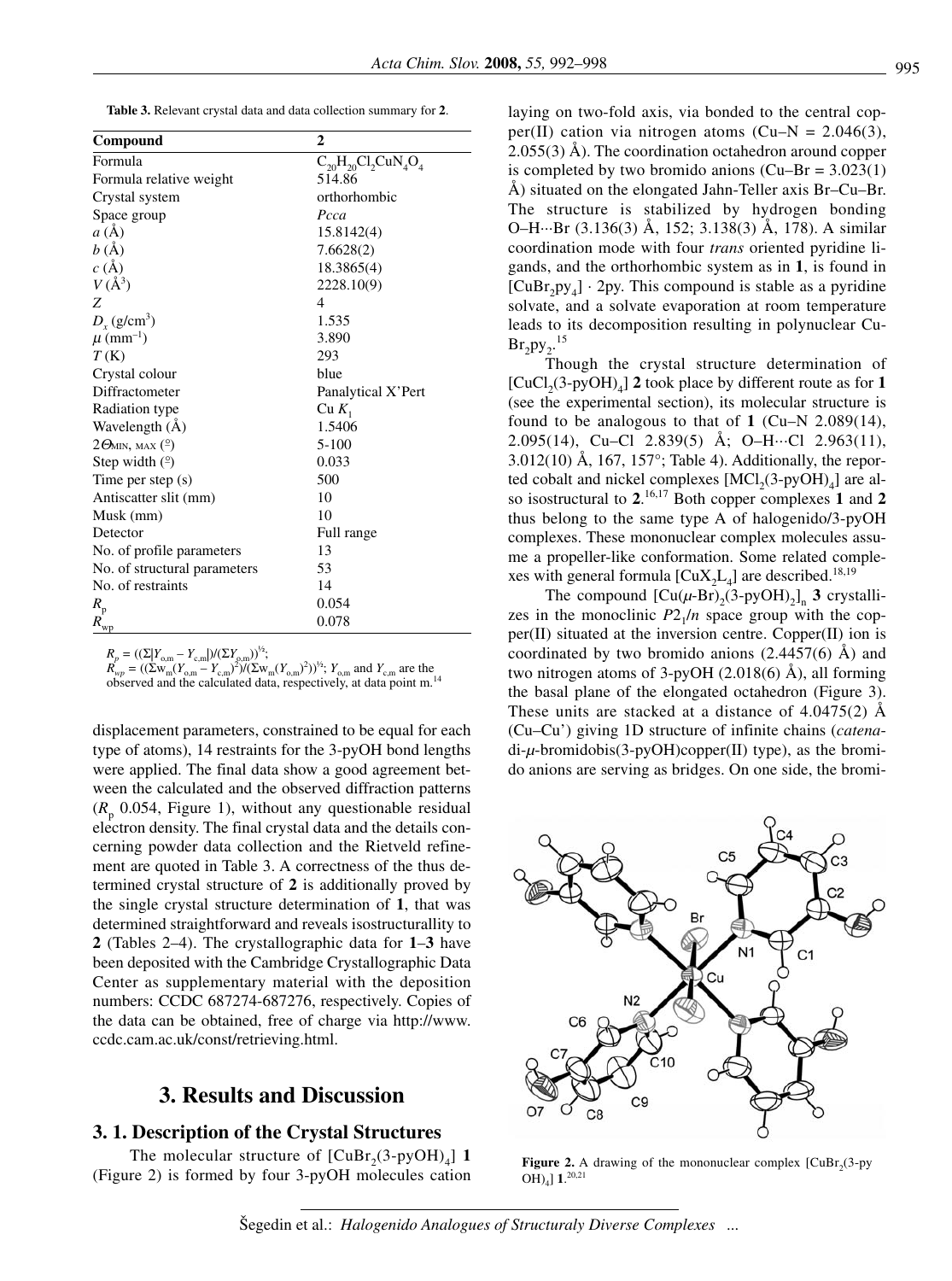**Table 3.** Relevant crystal data and data collection summary for **2**.

| Compound | 2 |
|---|---|
| Formula | $C_{20}H_{20}Cl_2CuN_4O_4$ |
| Formula relative weight | 514.86 |
| Crystal system | orthorhombic |
| Space group | *Pcca* |
| *a* (Å) | 15.8142(4) |
| *b* (Å) | 7.6628(2) |
| *c* (Å) | 18.3865(4) |
| *V* (Å$^3$) | 2228.10(9) |
| *Z* | 4 |
| $D_x$ (g/cm$^3$) | 1.535 |
| $\mu$ (mm$^{-1}$) | 3.890 |
| *T* (K) | 293 |
| Crystal colour | blue |
| Diffractometer | Panalytical X'Pert |
| Radiation type | Cu $K_1$ |
| Wavelength (Å) | 1.5406 |
| 2ΘMIN, MAX (°) | 5-100 |
| Step width (°) | 0.033 |
| Time per step (s) | 500 |
| Antiscatter slit (mm) | 10 |
| Musk (mm) | 10 |
| Detector | Full range |
| No. of profile parameters | 13 |
| No. of structural parameters | 53 |
| No. of restraints | 14 |
| $R_p$ | 0.054 |
| $R_{wp}$ | 0.078 |

$R_p = ((\Sigma|Y_{o,m} - Y_{c,m}|)/(\Sigma Y_{o,m}))^{1/2}$; $R_{wp} = ((\Sigma w_m(Y_{o,m} - Y_{c,m})^2)/(\Sigma w_m(Y_{o,m})^2))^{1/2}$; $Y_{o,m}$ and $Y_{c,m}$ are the observed and the calculated data, respectively, at data point m.[14]

displacement parameters, constrained to be equal for each type of atoms), 14 restraints for the 3-pyOH bond lengths were applied. The final data show a good agreement between the calculated and the observed diffraction patterns ($R_p$ 0.054, Figure 1), without any questionable residual electron density. The final crystal data and the details concerning powder data collection and the Rietveld refinement are quoted in Table 3. A correctness of the thus determined crystal structure of **2** is additionally proved by the single crystal structure determination of **1**, that was determined straightforward and reveals isostructurallity to **2** (Tables 2–4). The crystallographic data for **1**–**3** have been deposited with the Cambridge Crystallographic Data Center as supplementary material with the deposition numbers: CCDC 687274-687276, respectively. Copies of the data can be obtained, free of charge via http://www.ccdc.cam.ac.uk/const/retrieving.html.

# 3. Results and Discussion

## 3. 1. Description of the Crystal Structures

The molecular structure of $[CuBr_2(3\text{-pyOH})_4]$ **1** (Figure 2) is formed by four 3-pyOH molecules cation laying on two-fold axis, via bonded to the central copper(II) cation via nitrogen atoms (Cu–N = 2.046(3), 2.055(3) Å). The coordination octahedron around copper is completed by two bromido anions (Cu–Br = 3.023(1) Å) situated on the elongated Jahn-Teller axis Br–Cu–Br. The structure is stabilized by hydrogen bonding O–H···Br (3.136(3) Å, 152; 3.138(3) Å, 178). A similar coordination mode with four *trans* oriented pyridine ligands, and the orthorhombic system as in **1**, is found in $[CuBr_2py_4] \cdot 2py$. This compound is stable as a pyridine solvate, and a solvate evaporation at room temperature leads to its decomposition resulting in polynuclear $CuBr_2py_2$.[15]

Though the crystal structure determination of $[CuCl_2(3\text{-pyOH})_4]$ **2** took place by different route as for **1** (see the experimental section), its molecular structure is found to be analogous to that of **1** (Cu–N 2.089(14), 2.095(14), Cu–Cl 2.839(5) Å; O–H···Cl 2.963(11), 3.012(10) Å, 167, 157°; Table 4). Additionally, the reported cobalt and nickel complexes $[MCl_2(3\text{-pyOH})_4]$ are also isostructural to **2**.[16,17] Both copper complexes **1** and **2** thus belong to the same type A of halogenido/3-pyOH complexes. These mononuclear complex molecules assume a propeller-like conformation. Some related complexes with general formula $[CuX_2L_4]$ are described.[18,19]

The compound $[Cu(\mu\text{-Br})_2(3\text{-pyOH})_2]_n$ **3** crystallizes in the monoclinic $P2_1/n$ space group with the copper(II) situated at the inversion centre. Copper(II) ion is coordinated by two bromido anions (2.4457(6) Å) and two nitrogen atoms of 3-pyOH (2.018(6) Å), all forming the basal plane of the elongated octahedron (Figure 3). These units are stacked at a distance of 4.0475(2) Å (Cu–Cu') giving 1D structure of infinite chains (*catena*-di-$\mu$-bromidobis(3-pyOH)copper(II) type), as the bromido anions are serving as bridges. On one side, the bromi-

**Figure 2.** A drawing of the mononuclear complex $[CuBr_2(3\text{-pyOH})_4]$ **1**.[20,21]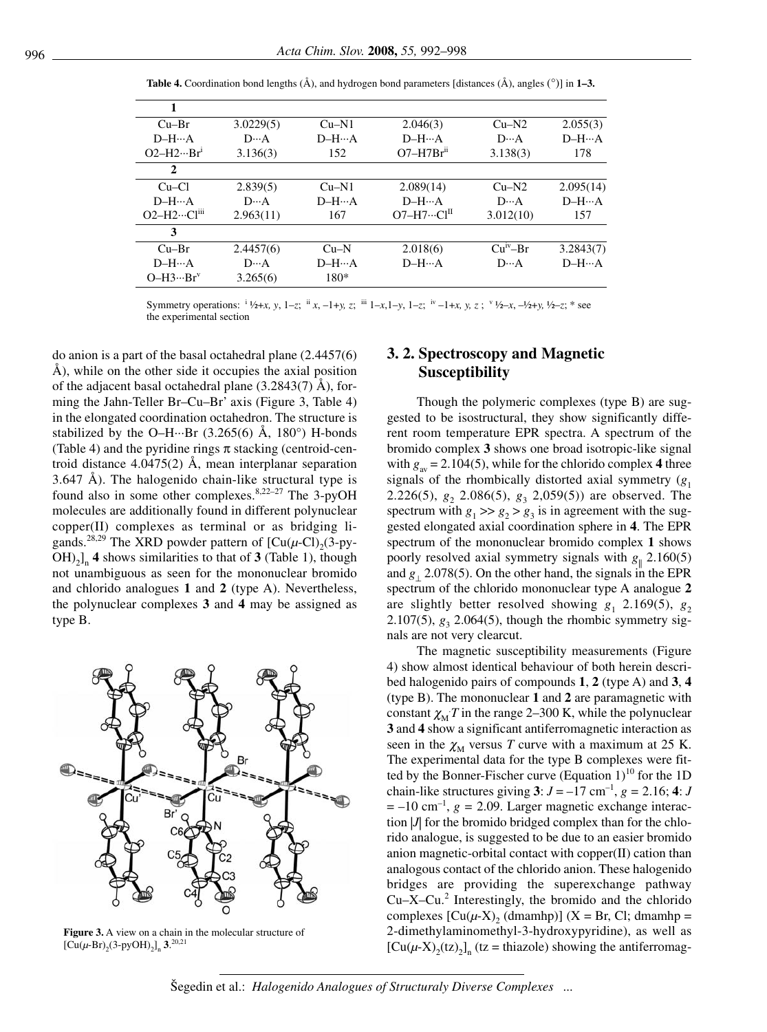**Table 4.** Coordination bond lengths (Å), and hydrogen bond parameters [distances (Å), angles (°)] in **1–3.**

| | | | | | |
|---|---|---|---|---|---|
| **1** | | | | | |
| Cu–Br | 3.0229(5) | Cu–N1 | 2.046(3) | Cu–N2 | 2.055(3) |
| D–H···A | D···A | D–H···A | D–H···A | D···A | D–H···A |
| O2–H2···Br[i] | 3.136(3) | 152 | O7–H7Br[ii] | 3.138(3) | 178 |
| **2** | | | | | |
| Cu–Cl | 2.839(5) | Cu–N1 | 2.089(14) | Cu–N2 | 2.095(14) |
| D–H···A | D···A | D–H···A | D–H···A | D···A | D–H···A |
| O2–H2···Cl[iii] | 2.963(11) | 167 | O7–H7···Cl[II] | 3.012(10) | 157 |
| **3** | | | | | |
| Cu–Br | 2.4457(6) | Cu–N | 2.018(6) | Cu[iv]–Br | 3.2843(7) |
| D–H···A | D···A | D–H···A | D–H···A | D···A | D–H···A |
| O–H3···Br[v] | 3.265(6) | 180* | | | |

Symmetry operations: [i] ½+*x*, *y*, 1–*z*; [ii] *x*, –1+*y*, *z*; [iii] 1–*x*,1–*y*, 1–*z*; [iv] –1+*x*, *y*, *z* ; [v] ½–*x*, –½+*y*, ½–*z*; * see the experimental section

do anion is a part of the basal octahedral plane (2.4457(6) Å), while on the other side it occupies the axial position of the adjacent basal octahedral plane (3.2843(7) Å), forming the Jahn-Teller Br–Cu–Br' axis (Figure 3, Table 4) in the elongated coordination octahedron. The structure is stabilized by the O–H···Br (3.265(6) Å, 180°) H-bonds (Table 4) and the pyridine rings π stacking (centroid-centroid distance 4.0475(2) Å, mean interplanar separation 3.647 Å). The halogenido chain-like structural type is found also in some other complexes.[8,22–27] The 3-pyOH molecules are additionally found in different polynuclear copper(II) complexes as terminal or as bridging ligands.[28,29] The XRD powder pattern of $[Cu(\mu\text{-}Cl)_2(3\text{-}pyOH)_2]_n$ **4** shows similarities to that of **3** (Table 1), though not unambiguous as seen for the mononuclear bromido and chlorido analogues **1** and **2** (type A). Nevertheless, the polynuclear complexes **3** and **4** may be assigned as type B.

**Figure 3.** A view on a chain in the molecular structure of $[Cu(\mu\text{-}Br)_2(3\text{-}pyOH)_2]_n$ **3**.[20,21]

## 3. 2. Spectroscopy and Magnetic Susceptibility

Though the polymeric complexes (type B) are suggested to be isostructural, they show significantly different room temperature EPR spectra. A spectrum of the bromido complex **3** shows one broad isotropic-like signal with $g_{av}$ = 2.104(5), while for the chlorido complex **4** three signals of the rhombically distorted axial symmetry ($g_1$ 2.226(5), $g_2$ 2.086(5), $g_3$ 2,059(5)) are observed. The spectrum with $g_1 >> g_2 > g_3$ is in agreement with the suggested elongated axial coordination sphere in **4**. The EPR spectrum of the mononuclear bromido complex **1** shows poorly resolved axial symmetry signals with $g_\parallel$ 2.160(5) and $g_\perp$ 2.078(5). On the other hand, the signals in the EPR spectrum of the chlorido mononuclear type A analogue **2** are slightly better resolved showing $g_1$ 2.169(5), $g_2$ 2.107(5), $g_3$ 2.064(5), though the rhombic symmetry signals are not very clearcut.

The magnetic susceptibility measurements (Figure 4) show almost identical behaviour of both herein described halogenido pairs of compounds **1**, **2** (type A) and **3**, **4** (type B). The mononuclear **1** and **2** are paramagnetic with constant $\chi_M{\cdot}T$ in the range 2–300 K, while the polynuclear **3** and **4** show a significant antiferromagnetic interaction as seen in the $\chi_M$ versus $T$ curve with a maximum at 25 K. The experimental data for the type B complexes were fitted by the Bonner-Fischer curve (Equation 1)[10] for the 1D chain-like structures giving **3**: $J = -17$ cm$^{-1}$, $g$ = 2.16; **4**: $J = -10$ cm$^{-1}$, $g$ = 2.09. Larger magnetic exchange interaction $|J|$ for the bromido bridged complex than for the chlorido analogue, is suggested to be due to an easier bromido anion magnetic-orbital contact with copper(II) cation than analogous contact of the chlorido anion. These halogenido bridges are providing the superexchange pathway Cu–X–Cu.[2] Interestingly, the bromido and the chlorido complexes $[Cu(\mu\text{-}X)_2$ (dmamhp)] (X = Br, Cl; dmamhp = 2-dimethylaminomethyl-3-hydroxypyridine), as well as $[Cu(\mu\text{-}X)_2(tz)_2]_n$ (tz = thiazole) showing the antiferromag-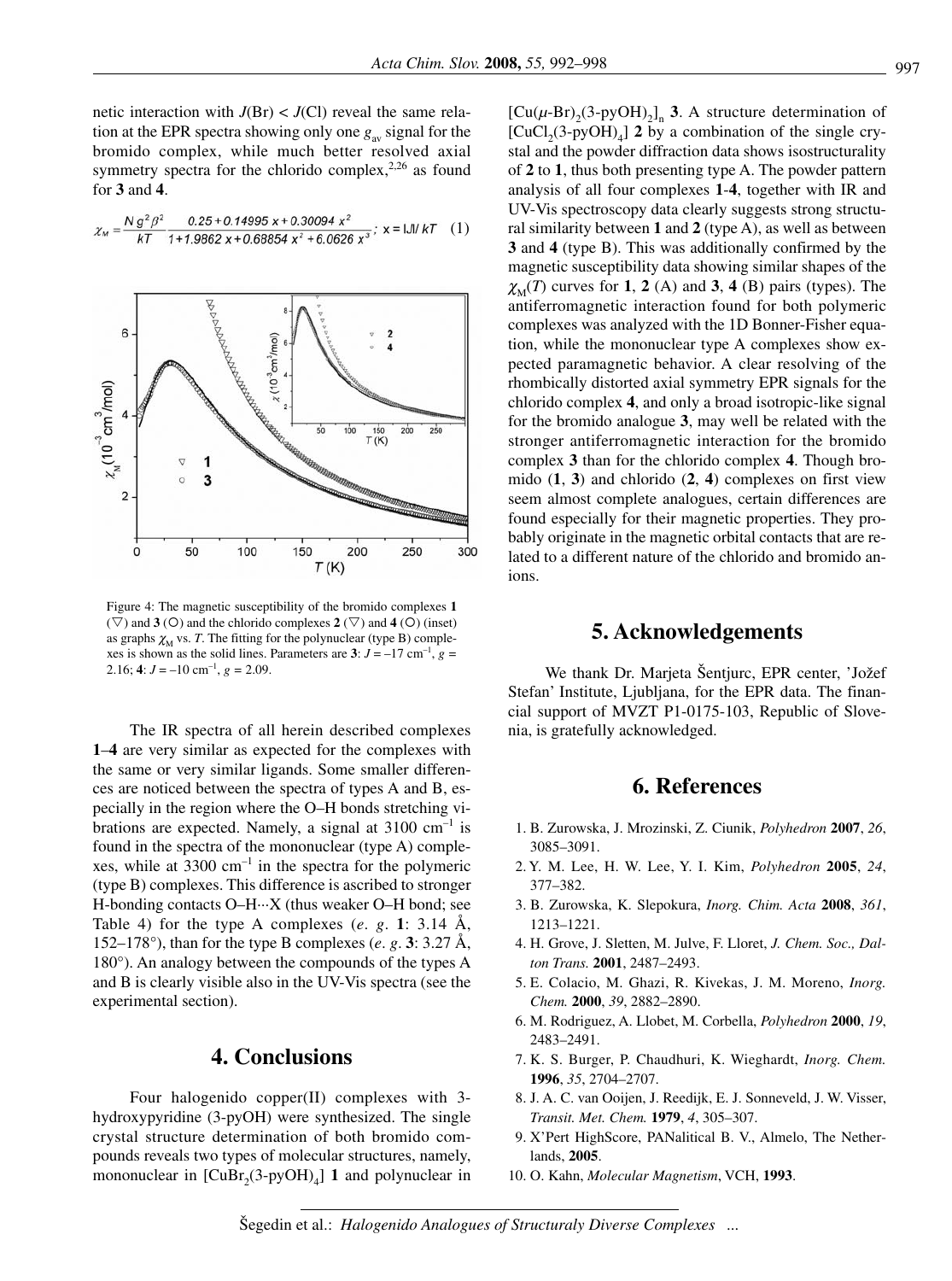netic interaction with $J(\mathrm{Br}) < J(\mathrm{Cl})$ reveal the same relation at the EPR spectra showing only one $g_{av}$ signal for the bromido complex, while much better resolved axial symmetry spectra for the chlorido complex,[2,26] as found for **3** and **4**.

$$\chi_M = \frac{N g^2 \beta^2}{kT} \frac{0.25 + 0.14995\,x + 0.30094\,x^2}{1 + 1.9862\,x + 0.68854\,x^2 + 6.0626\,x^3};\; x = |J|/kT \quad (1)$$

6
4
2
0 50 100 150 200 250 300
$T$ (K)
$\chi_M (10^{-3}\ \mathrm{cm}^3/\mathrm{mol})$
▽ 1
○ 3
$\chi\ (10^{-3}\mathrm{cm}^3/\mathrm{mol})$
8
6
4
2
50 100 150 200 250
$T$ (K)
▽ 2
○ 4

Figure 4: The magnetic susceptibility of the bromido complexes **1** (▽) and **3** (○) and the chlorido complexes **2** (▽) and **4** (○) (inset) as graphs $\chi_M$ vs. $T$. The fitting for the polynuclear (type B) complexes is shown as the solid lines. Parameters are **3**: $J = -17$ cm$^{-1}$, $g = 2.16$; **4**: $J = -10$ cm$^{-1}$, $g = 2.09$.

The IR spectra of all herein described complexes **1**–**4** are very similar as expected for the complexes with the same or very similar ligands. Some smaller differences are noticed between the spectra of types A and B, especially in the region where the O–H bonds stretching vibrations are expected. Namely, a signal at 3100 cm$^{-1}$ is found in the spectra of the mononuclear (type A) complexes, while at 3300 cm$^{-1}$ in the spectra for the polymeric (type B) complexes. This difference is ascribed to stronger H-bonding contacts O–H···X (thus weaker O–H bond; see Table 4) for the type A complexes (*e. g.* **1**: 3.14 Å, 152–178°), than for the type B complexes (*e. g.* **3**: 3.27 Å, 180°). An analogy between the compounds of the types A and B is clearly visible also in the UV-Vis spectra (see the experimental section).

## 4. Conclusions

Four halogenido copper(II) complexes with 3-hydroxypyridine (3-pyOH) were synthesized. The single crystal structure determination of both bromido compounds reveals two types of molecular structures, namely, mononuclear in $[\mathrm{CuBr_2(3\text{-}pyOH)_4}]$ **1** and polynuclear in $[\mathrm{Cu}(\mu\text{-Br})_2(3\text{-pyOH})_2]_n$ **3**. A structure determination of $[\mathrm{CuCl_2(3\text{-}pyOH)_4}]$ **2** by a combination of the single crystal and the powder diffraction data shows isostructurality of **2** to **1**, thus both presenting type A. The powder pattern analysis of all four complexes **1**-**4**, together with IR and UV-Vis spectroscopy data clearly suggests strong structural similarity between **1** and **2** (type A), as well as between **3** and **4** (type B). This was additionally confirmed by the magnetic susceptibility data showing similar shapes of the $\chi_M(T)$ curves for **1**, **2** (A) and **3**, **4** (B) pairs (types). The antiferromagnetic interaction found for both polymeric complexes was analyzed with the 1D Bonner-Fisher equation, while the mononuclear type A complexes show expected paramagnetic behavior. A clear resolving of the rhombically distorted axial symmetry EPR signals for the chlorido complex **4**, and only a broad isotropic-like signal for the bromido analogue **3**, may well be related with the stronger antiferromagnetic interaction for the bromido complex **3** than for the chlorido complex **4**. Though bromido (**1**, **3**) and chlorido (**2**, **4**) complexes on first view seem almost complete analogues, certain differences are found especially for their magnetic properties. They probably originate in the magnetic orbital contacts that are related to a different nature of the chlorido and bromido anions.

## 5. Acknowledgements

We thank Dr. Marjeta Šentjurc, EPR center, 'Jožef Stefan' Institute, Ljubljana, for the EPR data. The financial support of MVZT P1-0175-103, Republic of Slovenia, is gratefully acknowledged.

## 6. References

1. B. Zurowska, J. Mrozinski, Z. Ciunik, *Polyhedron* **2007**, *26*, 3085–3091.
2. Y. M. Lee, H. W. Lee, Y. I. Kim, *Polyhedron* **2005**, *24*, 377–382.
3. B. Zurowska, K. Slepokura, *Inorg. Chim. Acta* **2008**, *361*, 1213–1221.
4. H. Grove, J. Sletten, M. Julve, F. Lloret, *J. Chem. Soc., Dalton Trans.* **2001**, 2487–2493.
5. E. Colacio, M. Ghazi, R. Kivekas, J. M. Moreno, *Inorg. Chem.* **2000**, *39*, 2882–2890.
6. M. Rodriguez, A. Llobet, M. Corbella, *Polyhedron* **2000**, *19*, 2483–2491.
7. K. S. Burger, P. Chaudhuri, K. Wieghardt, *Inorg. Chem.* **1996**, *35*, 2704–2707.
8. J. A. C. van Ooijen, J. Reedijk, E. J. Sonneveld, J. W. Visser, *Transit. Met. Chem.* **1979**, *4*, 305–307.
9. X'Pert HighScore, PANalitical B. V., Almelo, The Netherlands, **2005**.
10. O. Kahn, *Molecular Magnetism*, VCH, **1993**.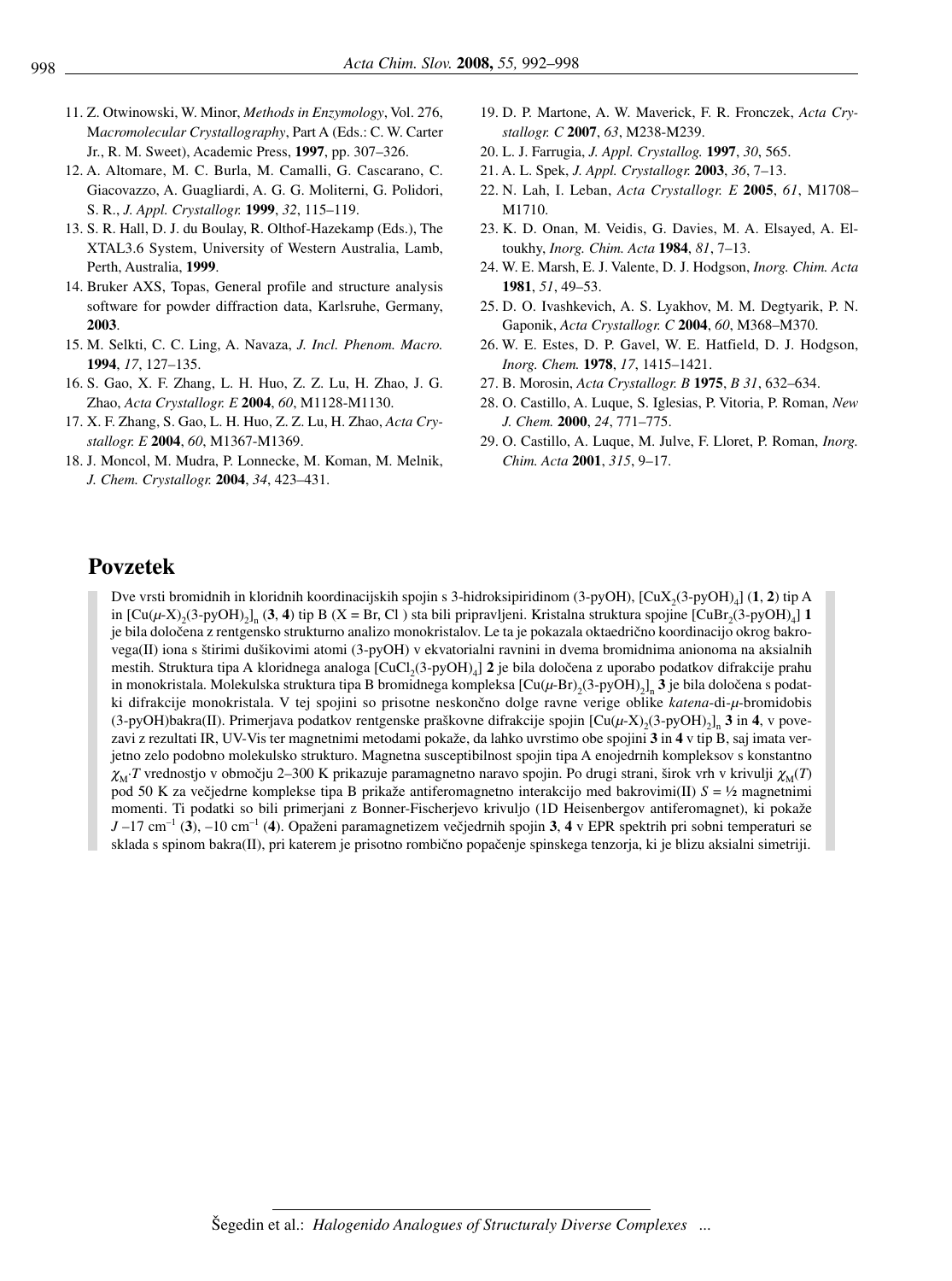11. Z. Otwinowski, W. Minor, *Methods in Enzymology*, Vol. 276, M*acromolecular Crystallography*, Part A (Eds.: C. W. Carter Jr., R. M. Sweet), Academic Press, **1997**, pp. 307–326.
12. A. Altomare, M. C. Burla, M. Camalli, G. Cascarano, C. Giacovazzo, A. Guagliardi, A. G. G. Moliterni, G. Polidori, S. R., *J. Appl. Crystallogr.* **1999**, *32*, 115–119.
13. S. R. Hall, D. J. du Boulay, R. Olthof-Hazekamp (Eds.), The XTAL3.6 System, University of Western Australia, Lamb, Perth, Australia, **1999**.
14. Bruker AXS, Topas, General profile and structure analysis software for powder diffraction data, Karlsruhe, Germany, **2003**.
15. M. Selkti, C. C. Ling, A. Navaza, *J. Incl. Phenom. Macro.* **1994**, *17*, 127–135.
16. S. Gao, X. F. Zhang, L. H. Huo, Z. Z. Lu, H. Zhao, J. G. Zhao, *Acta Crystallogr. E* **2004**, *60*, M1128-M1130.
17. X. F. Zhang, S. Gao, L. H. Huo, Z. Z. Lu, H. Zhao, *Acta Crystallogr. E* **2004**, *60*, M1367-M1369.
18. J. Moncol, M. Mudra, P. Lonnecke, M. Koman, M. Melnik, *J. Chem. Crystallogr.* **2004**, *34*, 423–431.
19. D. P. Martone, A. W. Maverick, F. R. Fronczek, *Acta Crystallogr. C* **2007**, *63*, M238-M239.
20. L. J. Farrugia, *J. Appl. Crystallog.* **1997**, *30*, 565.
21. A. L. Spek, *J. Appl. Crystallogr.* **2003**, *36*, 7–13.
22. N. Lah, I. Leban, *Acta Crystallogr. E* **2005**, *61*, M1708–M1710.
23. K. D. Onan, M. Veidis, G. Davies, M. A. Elsayed, A. Eltoukhy, *Inorg. Chim. Acta* **1984**, *81*, 7–13.
24. W. E. Marsh, E. J. Valente, D. J. Hodgson, *Inorg. Chim. Acta* **1981**, *51*, 49–53.
25. D. O. Ivashkevich, A. S. Lyakhov, M. M. Degtyarik, P. N. Gaponik, *Acta Crystallogr. C* **2004**, *60*, M368–M370.
26. W. E. Estes, D. P. Gavel, W. E. Hatfield, D. J. Hodgson, *Inorg. Chem.* **1978**, *17*, 1415–1421.
27. B. Morosin, *Acta Crystallogr. B* **1975**, *B 31*, 632–634.
28. O. Castillo, A. Luque, S. Iglesias, P. Vitoria, P. Roman, *New J. Chem.* **2000**, *24*, 771–775.
29. O. Castillo, A. Luque, M. Julve, F. Lloret, P. Roman, *Inorg. Chim. Acta* **2001**, *315*, 9–17.

## Povzetek

Dve vrsti bromidnih in kloridnih koordinacijskih spojin s 3-hidroksipiridinom (3-pyOH), $[CuX_2(3\text{-pyOH})_4]$ (**1**, **2**) tip A in $[Cu(\mu\text{-}X)_2(3\text{-pyOH})_2]_n$ (**3**, **4**) tip B (X = Br, Cl ) sta bili pripravljeni. Kristalna struktura spojine $[CuBr_2(3\text{-pyOH})_4]$ **1** je bila določena z rentgensko strukturno analizo monokristalov. Le ta je pokazala oktaedrično koordinacijo okrog bakrovega(II) iona s štirimi dušikovimi atomi (3-pyOH) v ekvatorialni ravnini in dvema bromidnima anionoma na aksialnih mestih. Struktura tipa A kloridnega analoga $[CuCl_2(3\text{-pyOH})_4]$ **2** je bila določena z uporabo podatkov difrakcije prahu in monokristala. Molekulska struktura tipa B bromidnega kompleksa $[Cu(\mu\text{-}Br)_2(3\text{-pyOH})_2]_n$ **3** je bila določena s podatki difrakcije monokristala. V tej spojini so prisotne neskončno dolge ravne verige oblike *katena*-di-$\mu$-bromidobis (3-pyOH)bakra(II). Primerjava podatkov rentgenske praškovne difrakcije spojin $[Cu(\mu\text{-}X)_2(3\text{-pyOH})_2]_n$ **3** in **4**, v povezavi z rezultati IR, UV-Vis ter magnetnimi metodami pokaže, da lahko uvrstimo obe spojini **3** in **4** v tip B, saj imata verjetno zelo podobno molekulsko strukturo. Magnetna susceptibilnost spojin tipa A enojedrnih kompleksov s konstantno $\chi_M{\cdot}T$ vrednostjo v območju 2–300 K prikazuje paramagnetno naravo spojin. Po drugi strani, širok vrh v krivulji $\chi_M(T)$ pod 50 K za večjedrne komplekse tipa B prikaže antiferomagnetno interakcijo med bakrovimi(II) $S = ½$ magnetnimi momenti. Ti podatki so bili primerjani z Bonner-Fischerjevo krivuljo (1D Heisenbergov antiferomagnet), ki pokaže $J$ –17 $cm^{-1}$ (**3**), –10 $cm^{-1}$ (**4**). Opaženi paramagnetizem večjedrnih spojin **3**, **4** v EPR spektrih pri sobni temperaturi se sklada s spinom bakra(II), pri katerem je prisotno rombično popačenje spinskega tenzorja, ki je blizu aksialni simetriji.